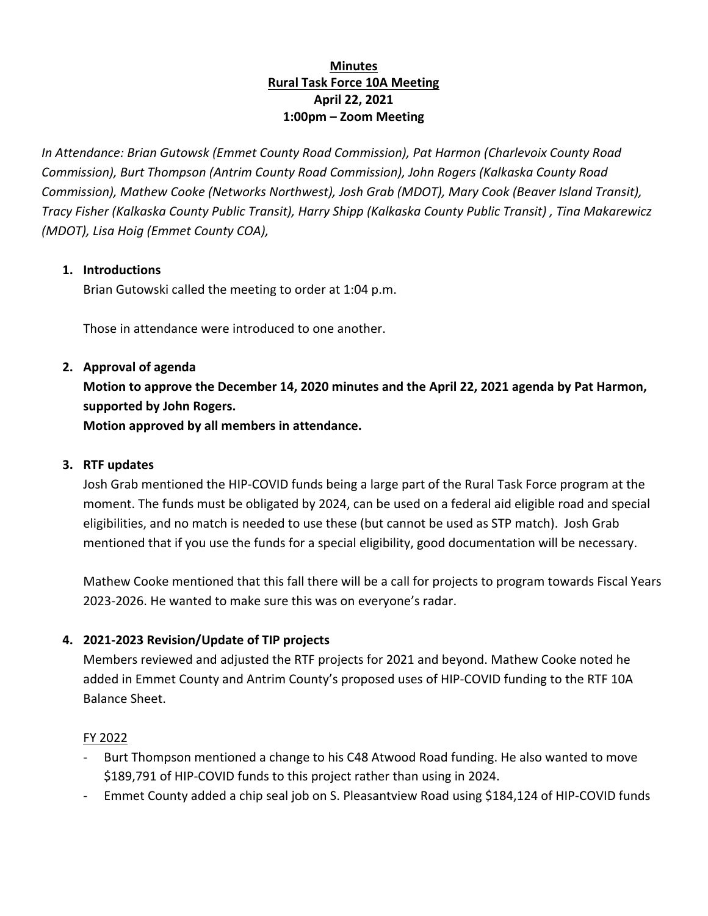**Minutes**
**Rural Task Force 10A Meeting**
**April 22, 2021**
**1:00pm – Zoom Meeting**

*In Attendance: Brian Gutowsk (Emmet County Road Commission), Pat Harmon (Charlevoix County Road Commission), Burt Thompson (Antrim County Road Commission), John Rogers (Kalkaska County Road Commission), Mathew Cooke (Networks Northwest), Josh Grab (MDOT), Mary Cook (Beaver Island Transit), Tracy Fisher (Kalkaska County Public Transit), Harry Shipp (Kalkaska County Public Transit) , Tina Makarewicz (MDOT), Lisa Hoig (Emmet County COA),*

1. **Introductions**

   Brian Gutowski called the meeting to order at 1:04 p.m.

   Those in attendance were introduced to one another.

2. **Approval of agenda**

   **Motion to approve the December 14, 2020 minutes and the April 22, 2021 agenda by Pat Harmon, supported by John Rogers.**
   **Motion approved by all members in attendance.**

3. **RTF updates**

   Josh Grab mentioned the HIP-COVID funds being a large part of the Rural Task Force program at the moment. The funds must be obligated by 2024, can be used on a federal aid eligible road and special eligibilities, and no match is needed to use these (but cannot be used as STP match). Josh Grab mentioned that if you use the funds for a special eligibility, good documentation will be necessary.

   Mathew Cooke mentioned that this fall there will be a call for projects to program towards Fiscal Years 2023-2026. He wanted to make sure this was on everyone's radar.

4. **2021-2023 Revision/Update of TIP projects**

   Members reviewed and adjusted the RTF projects for 2021 and beyond. Mathew Cooke noted he added in Emmet County and Antrim County's proposed uses of HIP-COVID funding to the RTF 10A Balance Sheet.

   <u>FY 2022</u>

   - Burt Thompson mentioned a change to his C48 Atwood Road funding. He also wanted to move $189,791 of HIP-COVID funds to this project rather than using in 2024.
   - Emmet County added a chip seal job on S. Pleasantview Road using $184,124 of HIP-COVID funds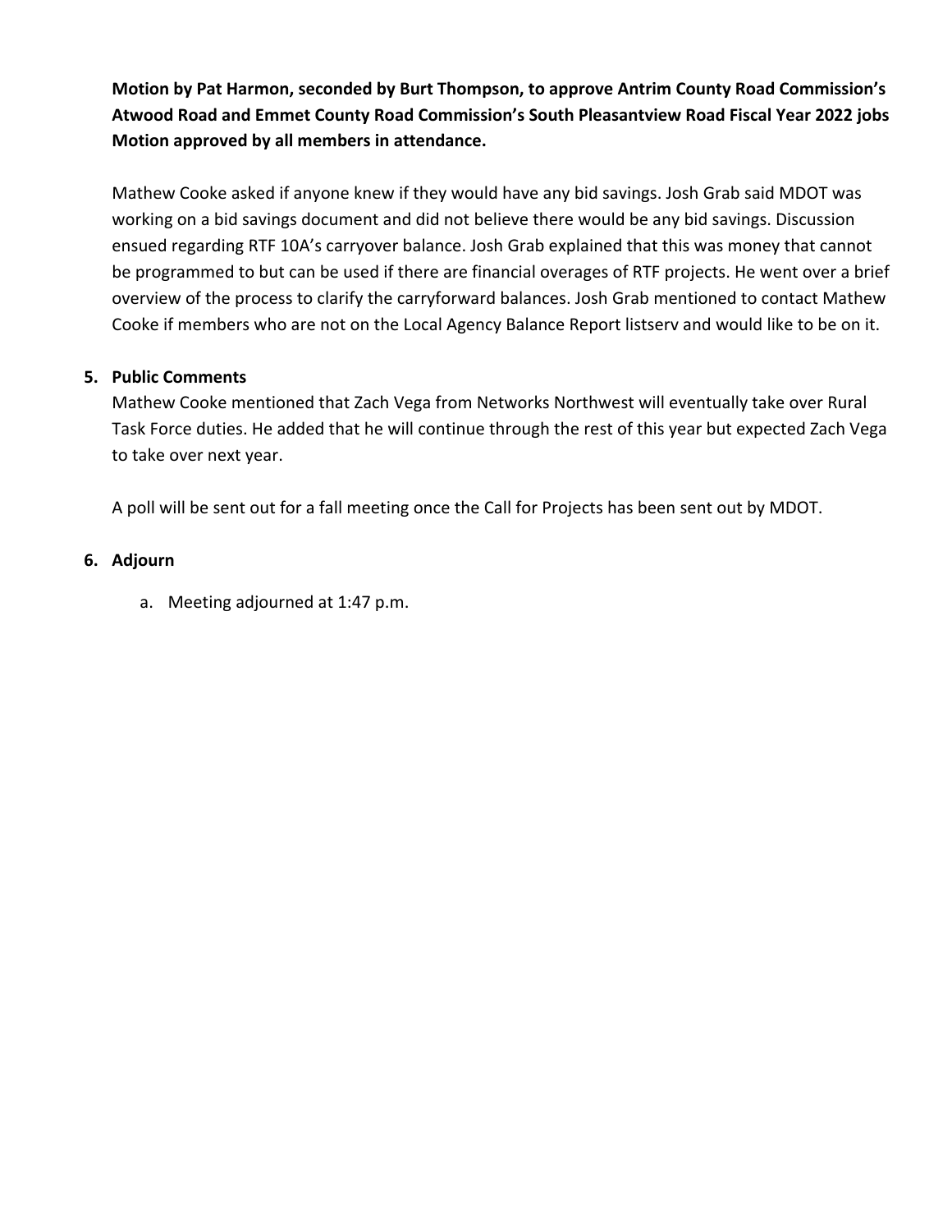**Motion by Pat Harmon, seconded by Burt Thompson, to approve Antrim County Road Commission's Atwood Road and Emmet County Road Commission's South Pleasantview Road Fiscal Year 2022 jobs Motion approved by all members in attendance.**

Mathew Cooke asked if anyone knew if they would have any bid savings. Josh Grab said MDOT was working on a bid savings document and did not believe there would be any bid savings. Discussion ensued regarding RTF 10A's carryover balance. Josh Grab explained that this was money that cannot be programmed to but can be used if there are financial overages of RTF projects. He went over a brief overview of the process to clarify the carryforward balances. Josh Grab mentioned to contact Mathew Cooke if members who are not on the Local Agency Balance Report listserv and would like to be on it.

5. **Public Comments**

   Mathew Cooke mentioned that Zach Vega from Networks Northwest will eventually take over Rural Task Force duties. He added that he will continue through the rest of this year but expected Zach Vega to take over next year.

   A poll will be sent out for a fall meeting once the Call for Projects has been sent out by MDOT.

6. **Adjourn**

   a. Meeting adjourned at 1:47 p.m.